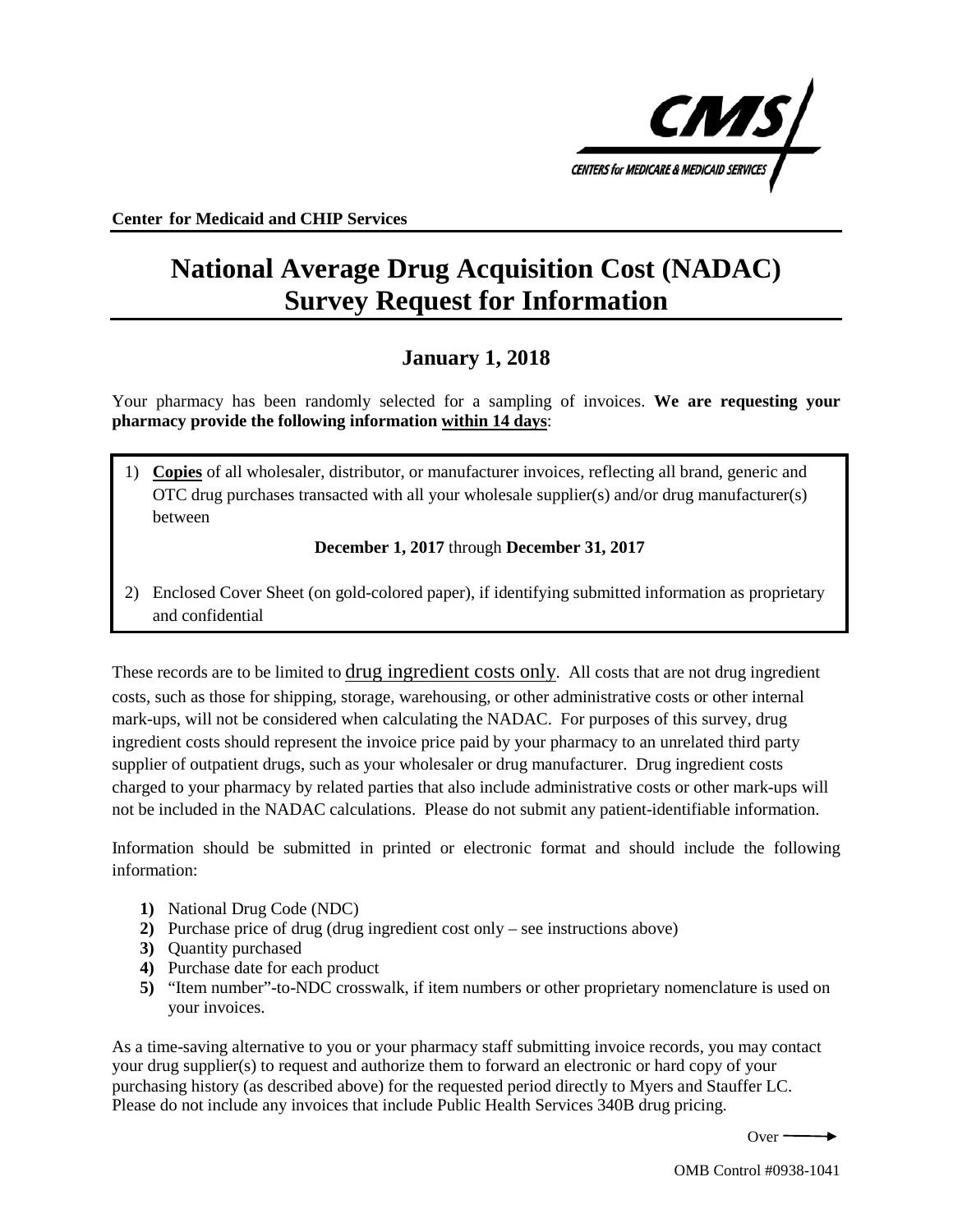Center for Medicaid and CHIP Services

# National Average Drug Acquisition Cost (NADAC) Survey Request for Information

## January 1, 2018

Your pharmacy has been randomly selected for a sampling of invoices. **We are requesting your pharmacy provide the following information <u>within 14 days</u>**:

1) **<u>Copies</u>** of all wholesaler, distributor, or manufacturer invoices, reflecting all brand, generic and OTC drug purchases transacted with all your wholesale supplier(s) and/or drug manufacturer(s) between

   **December 1, 2017** through **December 31, 2017**

2) Enclosed Cover Sheet (on gold-colored paper), if identifying submitted information as proprietary and confidential

These records are to be limited to <u>drug ingredient costs only</u>. All costs that are not drug ingredient costs, such as those for shipping, storage, warehousing, or other administrative costs or other internal mark-ups, will not be considered when calculating the NADAC. For purposes of this survey, drug ingredient costs should represent the invoice price paid by your pharmacy to an unrelated third party supplier of outpatient drugs, such as your wholesaler or drug manufacturer. Drug ingredient costs charged to your pharmacy by related parties that also include administrative costs or other mark-ups will not be included in the NADAC calculations. Please do not submit any patient-identifiable information.

Information should be submitted in printed or electronic format and should include the following information:

1) National Drug Code (NDC)
2) Purchase price of drug (drug ingredient cost only – see instructions above)
3) Quantity purchased
4) Purchase date for each product
5) "Item number"-to-NDC crosswalk, if item numbers or other proprietary nomenclature is used on your invoices.

As a time-saving alternative to you or your pharmacy staff submitting invoice records, you may contact your drug supplier(s) to request and authorize them to forward an electronic or hard copy of your purchasing history (as described above) for the requested period directly to Myers and Stauffer LC. Please do not include any invoices that include Public Health Services 340B drug pricing.

Over ⟶

OMB Control #0938-1041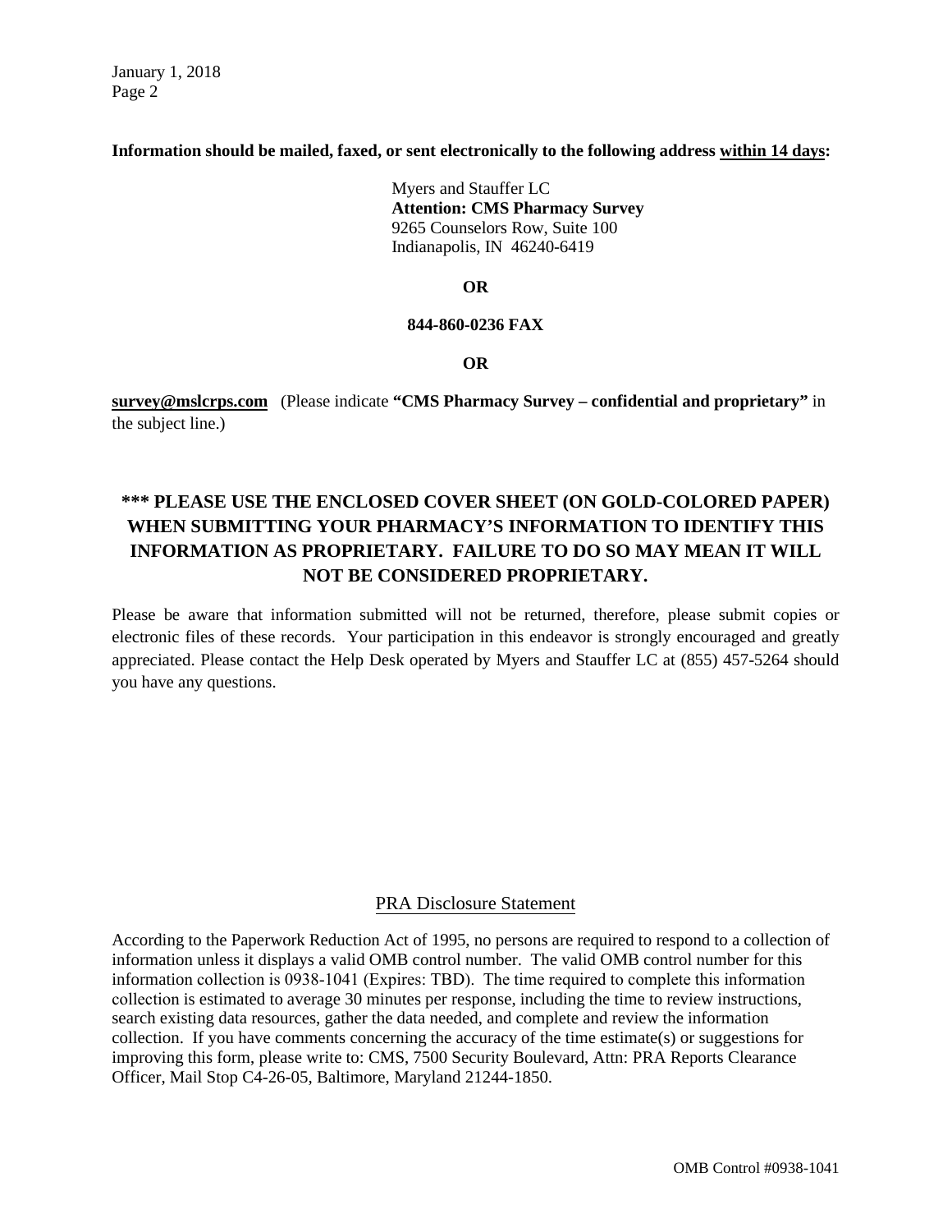**Information should be mailed, faxed, or sent electronically to the following address within 14 days:**

Myers and Stauffer LC
**Attention: CMS Pharmacy Survey**
9265 Counselors Row, Suite 100
Indianapolis, IN 46240-6419

**OR**

**844-860-0236 FAX**

**OR**

**survey@mslcrps.com** (Please indicate **"CMS Pharmacy Survey – confidential and proprietary"** in the subject line.)

**\*\*\* PLEASE USE THE ENCLOSED COVER SHEET (ON GOLD-COLORED PAPER) WHEN SUBMITTING YOUR PHARMACY'S INFORMATION TO IDENTIFY THIS INFORMATION AS PROPRIETARY. FAILURE TO DO SO MAY MEAN IT WILL NOT BE CONSIDERED PROPRIETARY.**

Please be aware that information submitted will not be returned, therefore, please submit copies or electronic files of these records. Your participation in this endeavor is strongly encouraged and greatly appreciated. Please contact the Help Desk operated by Myers and Stauffer LC at (855) 457-5264 should you have any questions.

## PRA Disclosure Statement

According to the Paperwork Reduction Act of 1995, no persons are required to respond to a collection of information unless it displays a valid OMB control number. The valid OMB control number for this information collection is 0938-1041 (Expires: TBD). The time required to complete this information collection is estimated to average 30 minutes per response, including the time to review instructions, search existing data resources, gather the data needed, and complete and review the information collection. If you have comments concerning the accuracy of the time estimate(s) or suggestions for improving this form, please write to: CMS, 7500 Security Boulevard, Attn: PRA Reports Clearance Officer, Mail Stop C4-26-05, Baltimore, Maryland 21244-1850.